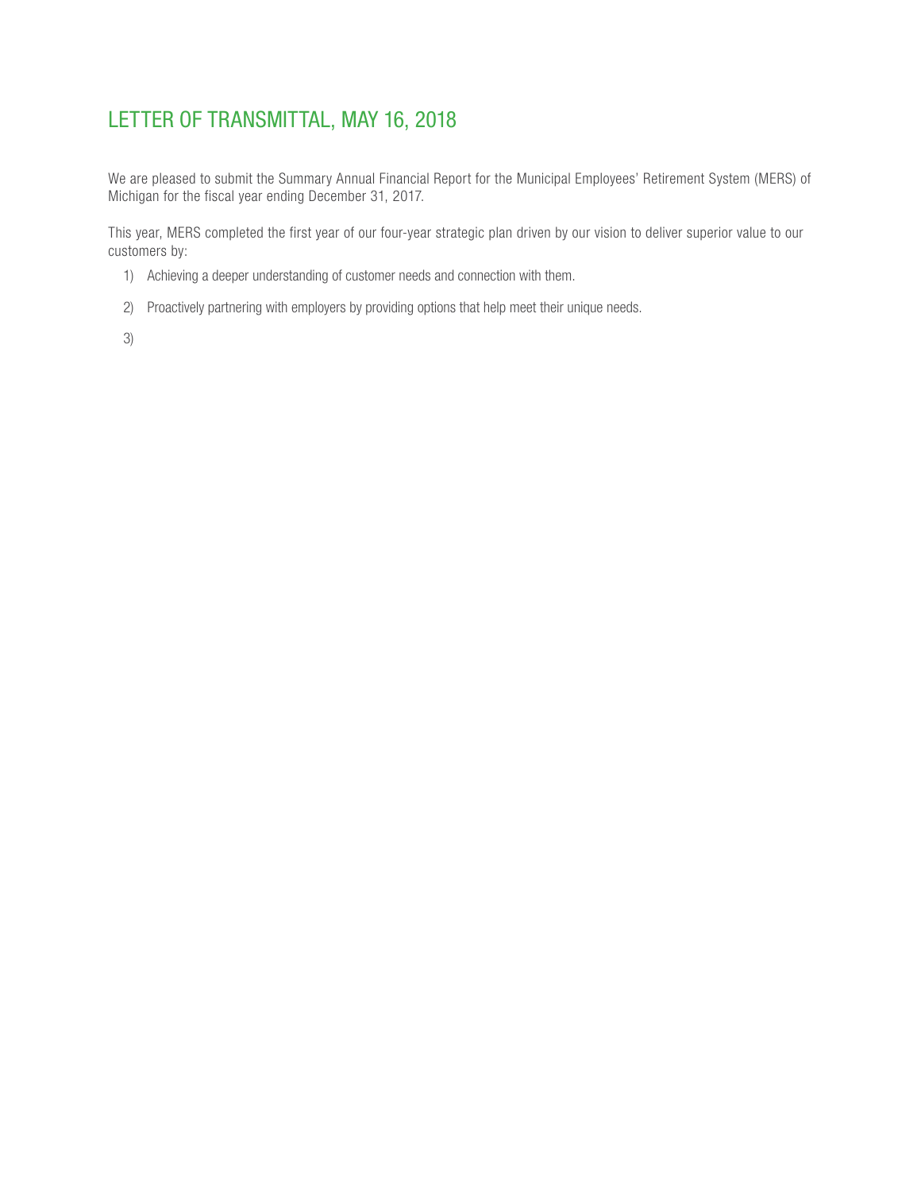# LETTER OF TRANSMITTAL, MAY 16, 2018

We are pleased to submit the Summary Annual Financial Report for the Municipal Employees' Retirement System (MERS) of Michigan for the fiscal year ending December 31, 2017.

This year, MERS completed the first year of our four-year strategic plan driven by our vision to deliver superior value to our customers by:

1) Achieving a deeper understanding of customer needs and connection with them.

2) Proactively partnering with employers by providing options that help meet their unique needs.

3)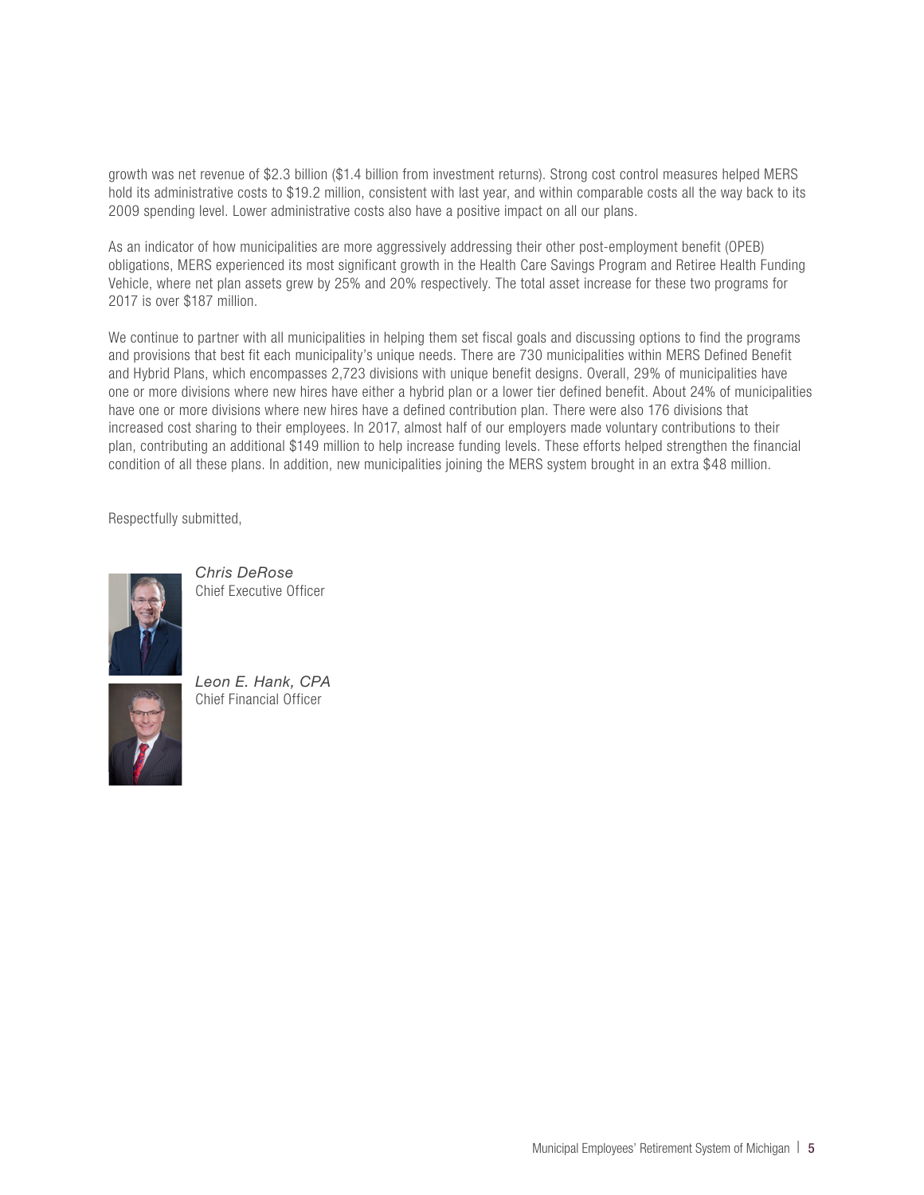growth was net revenue of $2.3 billion ($1.4 billion from investment returns). Strong cost control measures helped MERS hold its administrative costs to $19.2 million, consistent with last year, and within comparable costs all the way back to its 2009 spending level. Lower administrative costs also have a positive impact on all our plans.

As an indicator of how municipalities are more aggressively addressing their other post-employment benefit (OPEB) obligations, MERS experienced its most significant growth in the Health Care Savings Program and Retiree Health Funding Vehicle, where net plan assets grew by 25% and 20% respectively. The total asset increase for these two programs for 2017 is over $187 million.

We continue to partner with all municipalities in helping them set fiscal goals and discussing options to find the programs and provisions that best fit each municipality's unique needs. There are 730 municipalities within MERS Defined Benefit and Hybrid Plans, which encompasses 2,723 divisions with unique benefit designs. Overall, 29% of municipalities have one or more divisions where new hires have either a hybrid plan or a lower tier defined benefit. About 24% of municipalities have one or more divisions where new hires have a defined contribution plan. There were also 176 divisions that increased cost sharing to their employees. In 2017, almost half of our employers made voluntary contributions to their plan, contributing an additional $149 million to help increase funding levels. These efforts helped strengthen the financial condition of all these plans. In addition, new municipalities joining the MERS system brought in an extra $48 million.

Respectfully submitted,

*Chris DeRose*
Chief Executive Officer

*Leon E. Hank, CPA*
Chief Financial Officer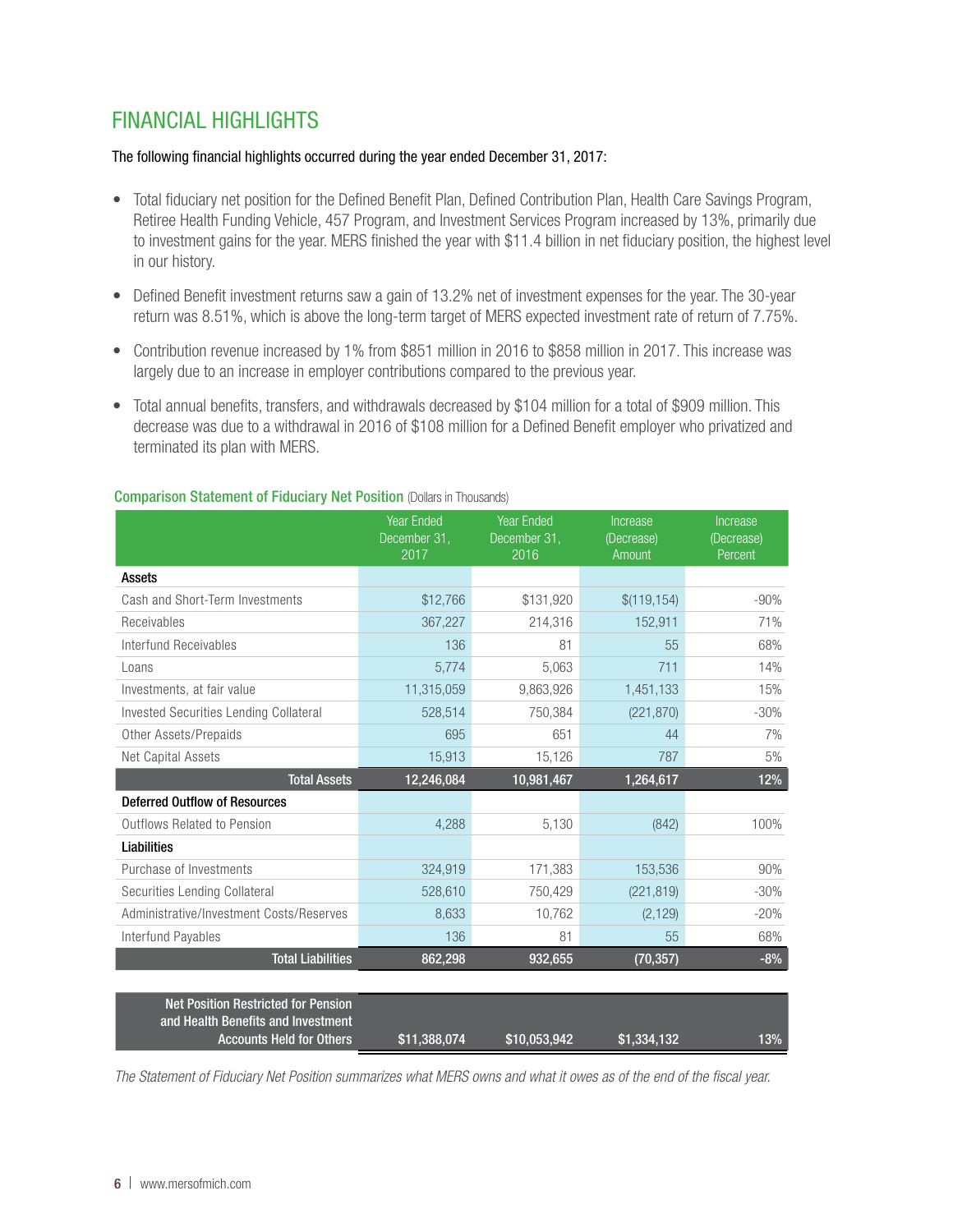# FINANCIAL HIGHLIGHTS

**The following financial highlights occurred during the year ended December 31, 2017:**

- Total fiduciary net position for the Defined Benefit Plan, Defined Contribution Plan, Health Care Savings Program, Retiree Health Funding Vehicle, 457 Program, and Investment Services Program increased by 13%, primarily due to investment gains for the year. MERS finished the year with $11.4 billion in net fiduciary position, the highest level in our history.
- Defined Benefit investment returns saw a gain of 13.2% net of investment expenses for the year. The 30-year return was 8.51%, which is above the long-term target of MERS expected investment rate of return of 7.75%.
- Contribution revenue increased by 1% from $851 million in 2016 to $858 million in 2017. This increase was largely due to an increase in employer contributions compared to the previous year.
- Total annual benefits, transfers, and withdrawals decreased by $104 million for a total of $909 million. This decrease was due to a withdrawal in 2016 of $108 million for a Defined Benefit employer who privatized and terminated its plan with MERS.

**Comparison Statement of Fiduciary Net Position** (Dollars in Thousands)

| | Year Ended December 31, 2017 | Year Ended December 31, 2016 | Increase (Decrease) Amount | Increase (Decrease) Percent |
|---|---|---|---|---|
| **Assets** | | | | |
| Cash and Short-Term Investments | $12,766 | $131,920 | $(119,154) | -90% |
| Receivables | 367,227 | 214,316 | 152,911 | 71% |
| Interfund Receivables | 136 | 81 | 55 | 68% |
| Loans | 5,774 | 5,063 | 711 | 14% |
| Investments, at fair value | 11,315,059 | 9,863,926 | 1,451,133 | 15% |
| Invested Securities Lending Collateral | 528,514 | 750,384 | (221,870) | -30% |
| Other Assets/Prepaids | 695 | 651 | 44 | 7% |
| Net Capital Assets | 15,913 | 15,126 | 787 | 5% |
| **Total Assets** | **12,246,084** | **10,981,467** | **1,264,617** | **12%** |
| **Deferred Outflow of Resources** | | | | |
| Outflows Related to Pension | 4,288 | 5,130 | (842) | 100% |
| **Liabilities** | | | | |
| Purchase of Investments | 324,919 | 171,383 | 153,536 | 90% |
| Securities Lending Collateral | 528,610 | 750,429 | (221,819) | -30% |
| Administrative/Investment Costs/Reserves | 8,633 | 10,762 | (2,129) | -20% |
| Interfund Payables | 136 | 81 | 55 | 68% |
| **Total Liabilities** | **862,298** | **932,655** | **(70,357)** | **-8%** |
| **Net Position Restricted for Pension and Health Benefits and Investment Accounts Held for Others** | **$11,388,074** | **$10,053,942** | **$1,334,132** | **13%** |

*The Statement of Fiduciary Net Position summarizes what MERS owns and what it owes as of the end of the fiscal year.*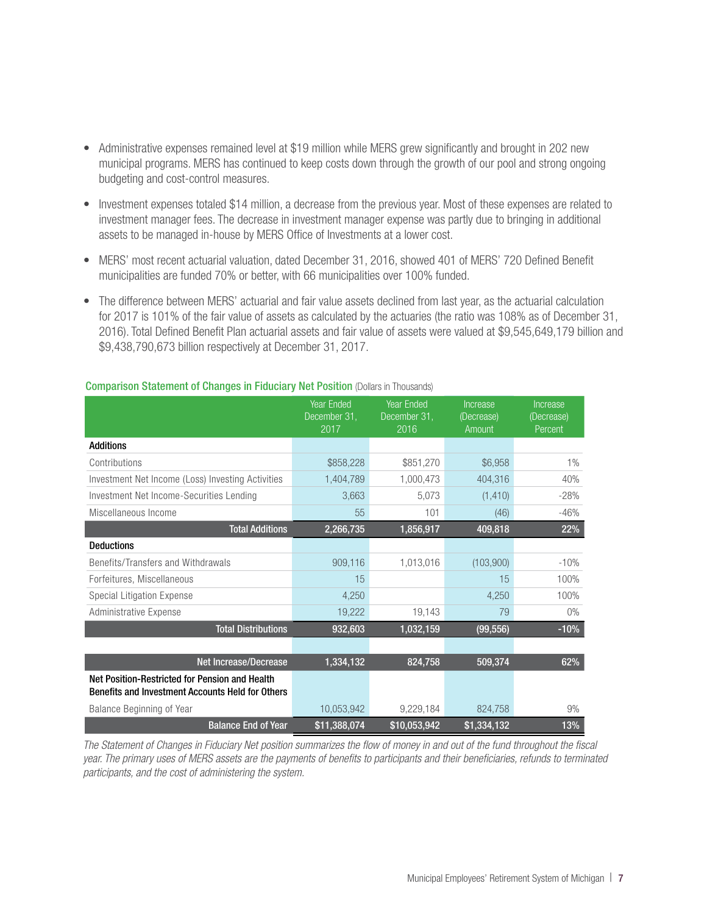- Administrative expenses remained level at $19 million while MERS grew significantly and brought in 202 new municipal programs. MERS has continued to keep costs down through the growth of our pool and strong ongoing budgeting and cost-control measures.
- Investment expenses totaled $14 million, a decrease from the previous year. Most of these expenses are related to investment manager fees. The decrease in investment manager expense was partly due to bringing in additional assets to be managed in-house by MERS Office of Investments at a lower cost.
- MERS' most recent actuarial valuation, dated December 31, 2016, showed 401 of MERS' 720 Defined Benefit municipalities are funded 70% or better, with 66 municipalities over 100% funded.
- The difference between MERS' actuarial and fair value assets declined from last year, as the actuarial calculation for 2017 is 101% of the fair value of assets as calculated by the actuaries (the ratio was 108% as of December 31, 2016). Total Defined Benefit Plan actuarial assets and fair value of assets were valued at $9,545,649,179 billion and $9,438,790,673 billion respectively at December 31, 2017.

**Comparison Statement of Changes in Fiduciary Net Position** (Dollars in Thousands)

| | Year Ended December 31, 2017 | Year Ended December 31, 2016 | Increase (Decrease) Amount | Increase (Decrease) Percent |
|---|---|---|---|---|
| **Additions** | | | | |
| Contributions | $858,228 | $851,270 | $6,958 | 1% |
| Investment Net Income (Loss) Investing Activities | 1,404,789 | 1,000,473 | 404,316 | 40% |
| Investment Net Income-Securities Lending | 3,663 | 5,073 | (1,410) | -28% |
| Miscellaneous Income | 55 | 101 | (46) | -46% |
| **Total Additions** | **2,266,735** | **1,856,917** | **409,818** | **22%** |
| **Deductions** | | | | |
| Benefits/Transfers and Withdrawals | 909,116 | 1,013,016 | (103,900) | -10% |
| Forfeitures, Miscellaneous | 15 | | 15 | 100% |
| Special Litigation Expense | 4,250 | | 4,250 | 100% |
| Administrative Expense | 19,222 | 19,143 | 79 | 0% |
| **Total Distributions** | **932,603** | **1,032,159** | **(99,556)** | **-10%** |
| **Net Increase/Decrease** | **1,334,132** | **824,758** | **509,374** | **62%** |
| **Net Position-Restricted for Pension and Health Benefits and Investment Accounts Held for Others** | | | | |
| Balance Beginning of Year | 10,053,942 | 9,229,184 | 824,758 | 9% |
| **Balance End of Year** | **$11,388,074** | **$10,053,942** | **$1,334,132** | **13%** |

*The Statement of Changes in Fiduciary Net position summarizes the flow of money in and out of the fund throughout the fiscal year. The primary uses of MERS assets are the payments of benefits to participants and their beneficiaries, refunds to terminated participants, and the cost of administering the system.*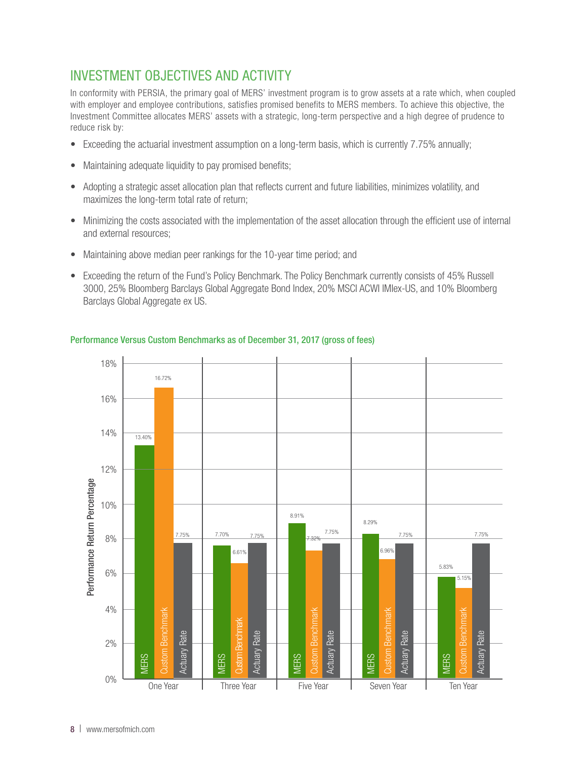## INVESTMENT OBJECTIVES AND ACTIVITY

In conformity with PERSIA, the primary goal of MERS' investment program is to grow assets at a rate which, when coupled with employer and employee contributions, satisfies promised benefits to MERS members. To achieve this objective, the Investment Committee allocates MERS' assets with a strategic, long-term perspective and a high degree of prudence to reduce risk by:

- Exceeding the actuarial investment assumption on a long-term basis, which is currently 7.75% annually;
- Maintaining adequate liquidity to pay promised benefits;
- Adopting a strategic asset allocation plan that reflects current and future liabilities, minimizes volatility, and maximizes the long-term total rate of return;
- Minimizing the costs associated with the implementation of the asset allocation through the efficient use of internal and external resources;
- Maintaining above median peer rankings for the 10-year time period; and
- Exceeding the return of the Fund's Policy Benchmark. The Policy Benchmark currently consists of 45% Russell 3000, 25% Bloomberg Barclays Global Aggregate Bond Index, 20% MSCI ACWI IMIex-US, and 10% Bloomberg Barclays Global Aggregate ex US.

### Performance Versus Custom Benchmarks as of December 31, 2017 (gross of fees)

| Performance Return Percentage | One Year | Three Year | Five Year | Seven Year | Ten Year |
|---|---|---|---|---|---|
| MERS | 13.40% | 7.70% | 8.91% | 8.29% | 5.83% |
| Custom Benchmark | 16.72% | 6.61% | 7.32% | 6.96% | 5.15% |
| Actuary Rate | 7.75% | 7.75% | 7.75% | 7.75% | 7.75% |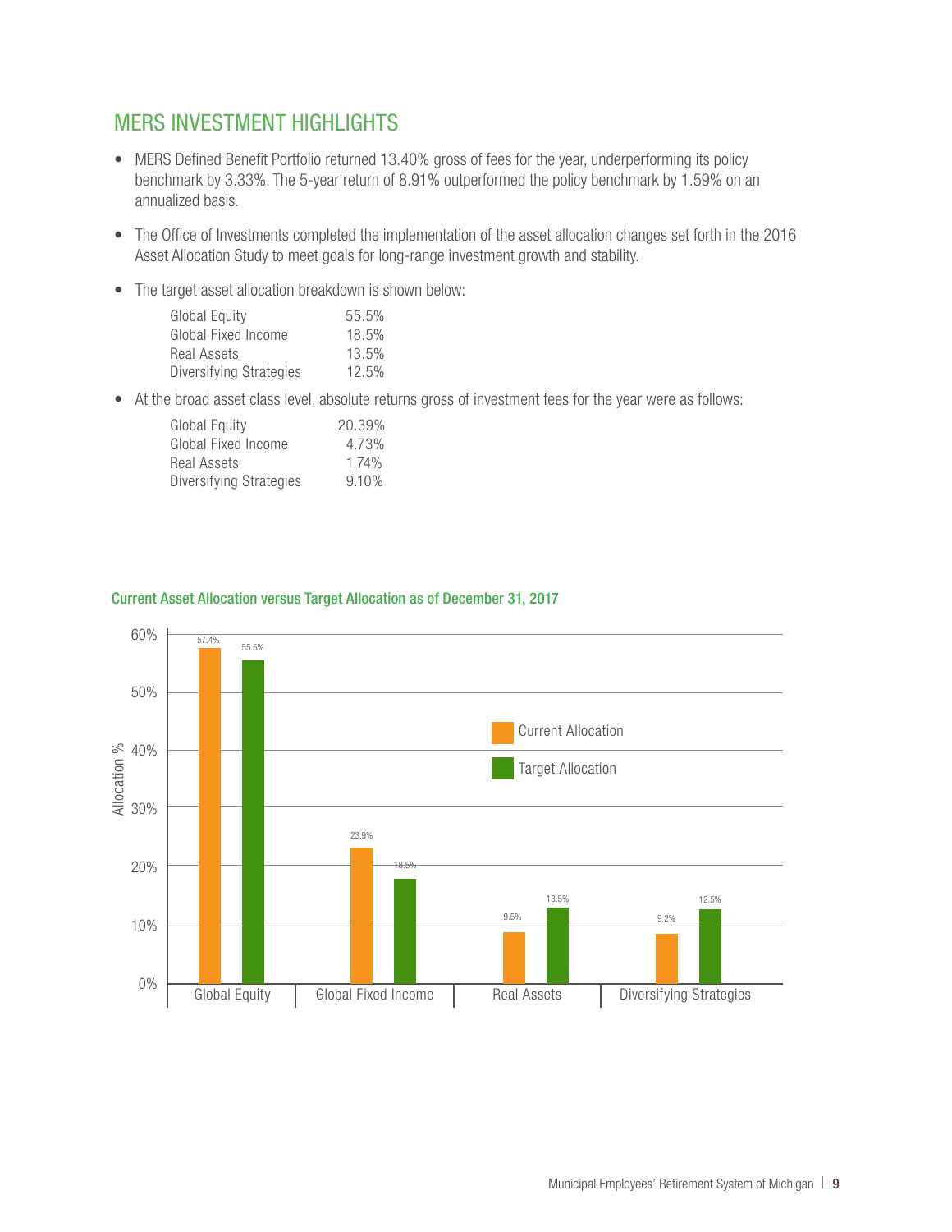## MERS INVESTMENT HIGHLIGHTS

- MERS Defined Benefit Portfolio returned 13.40% gross of fees for the year, underperforming its policy benchmark by 3.33%. The 5-year return of 8.91% outperformed the policy benchmark by 1.59% on an annualized basis.
- The Office of Investments completed the implementation of the asset allocation changes set forth in the 2016 Asset Allocation Study to meet goals for long-range investment growth and stability.
- The target asset allocation breakdown is shown below:

| | |
|---|---|
| Global Equity | 55.5% |
| Global Fixed Income | 18.5% |
| Real Assets | 13.5% |
| Diversifying Strategies | 12.5% |

- At the broad asset class level, absolute returns gross of investment fees for the year were as follows:

| | |
|---|---|
| Global Equity | 20.39% |
| Global Fixed Income | 4.73% |
| Real Assets | 1.74% |
| Diversifying Strategies | 9.10% |

**Current Asset Allocation versus Target Allocation as of December 31, 2017**

| Asset Class | Current Allocation | Target Allocation |
|---|---|---|
| Global Equity | 57.4% | 55.5% |
| Global Fixed Income | 23.9% | 18.5% |
| Real Assets | 9.5% | 13.5% |
| Diversifying Strategies | 9.2% | 12.5% |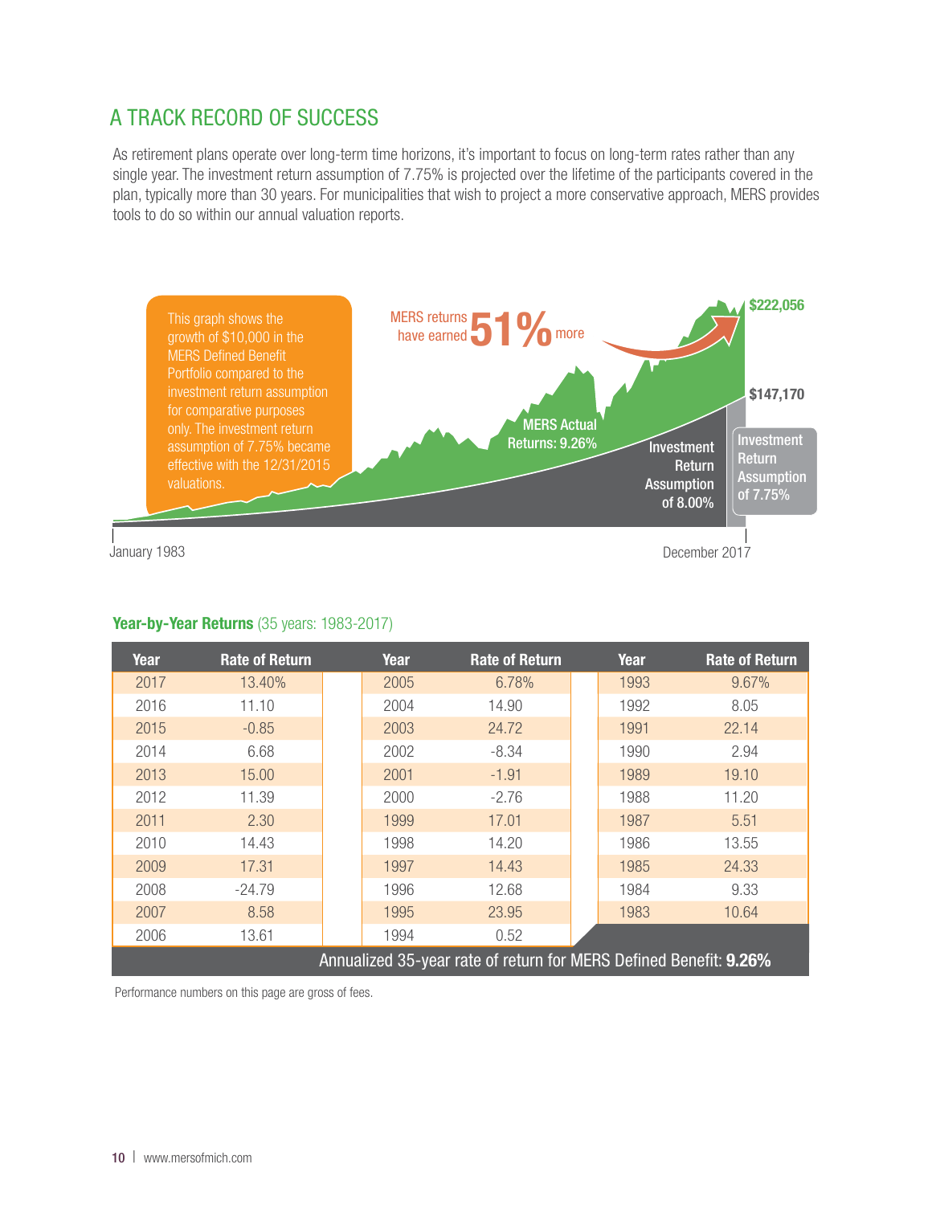# A TRACK RECORD OF SUCCESS

As retirement plans operate over long-term time horizons, it's important to focus on long-term rates rather than any single year. The investment return assumption of 7.75% is projected over the lifetime of the participants covered in the plan, typically more than 30 years. For municipalities that wish to project a more conservative approach, MERS provides tools to do so within our annual valuation reports.

This graph shows the growth of $10,000 in the MERS Defined Benefit Portfolio compared to the investment return assumption for comparative purposes only. The investment return assumption of 7.75% became effective with the 12/31/2015 valuations.

MERS returns have earned **51%** more

$222,056

$147,170

MERS Actual Returns: 9.26%

Investment Return Assumption of 8.00%

Investment Return Assumption of 7.75%

January 1983 — December 2017

**Year-by-Year Returns** (35 years: 1983-2017)

| Year | Rate of Return | Year | Rate of Return | Year | Rate of Return |
|---|---|---|---|---|---|
| 2017 | 13.40% | 2005 | 6.78% | 1993 | 9.67% |
| 2016 | 11.10 | 2004 | 14.90 | 1992 | 8.05 |
| 2015 | -0.85 | 2003 | 24.72 | 1991 | 22.14 |
| 2014 | 6.68 | 2002 | -8.34 | 1990 | 2.94 |
| 2013 | 15.00 | 2001 | -1.91 | 1989 | 19.10 |
| 2012 | 11.39 | 2000 | -2.76 | 1988 | 11.20 |
| 2011 | 2.30 | 1999 | 17.01 | 1987 | 5.51 |
| 2010 | 14.43 | 1998 | 14.20 | 1986 | 13.55 |
| 2009 | 17.31 | 1997 | 14.43 | 1985 | 24.33 |
| 2008 | -24.79 | 1996 | 12.68 | 1984 | 9.33 |
| 2007 | 8.58 | 1995 | 23.95 | 1983 | 10.64 |
| 2006 | 13.61 | 1994 | 0.52 | | |

Annualized 35-year rate of return for MERS Defined Benefit: **9.26%**

Performance numbers on this page are gross of fees.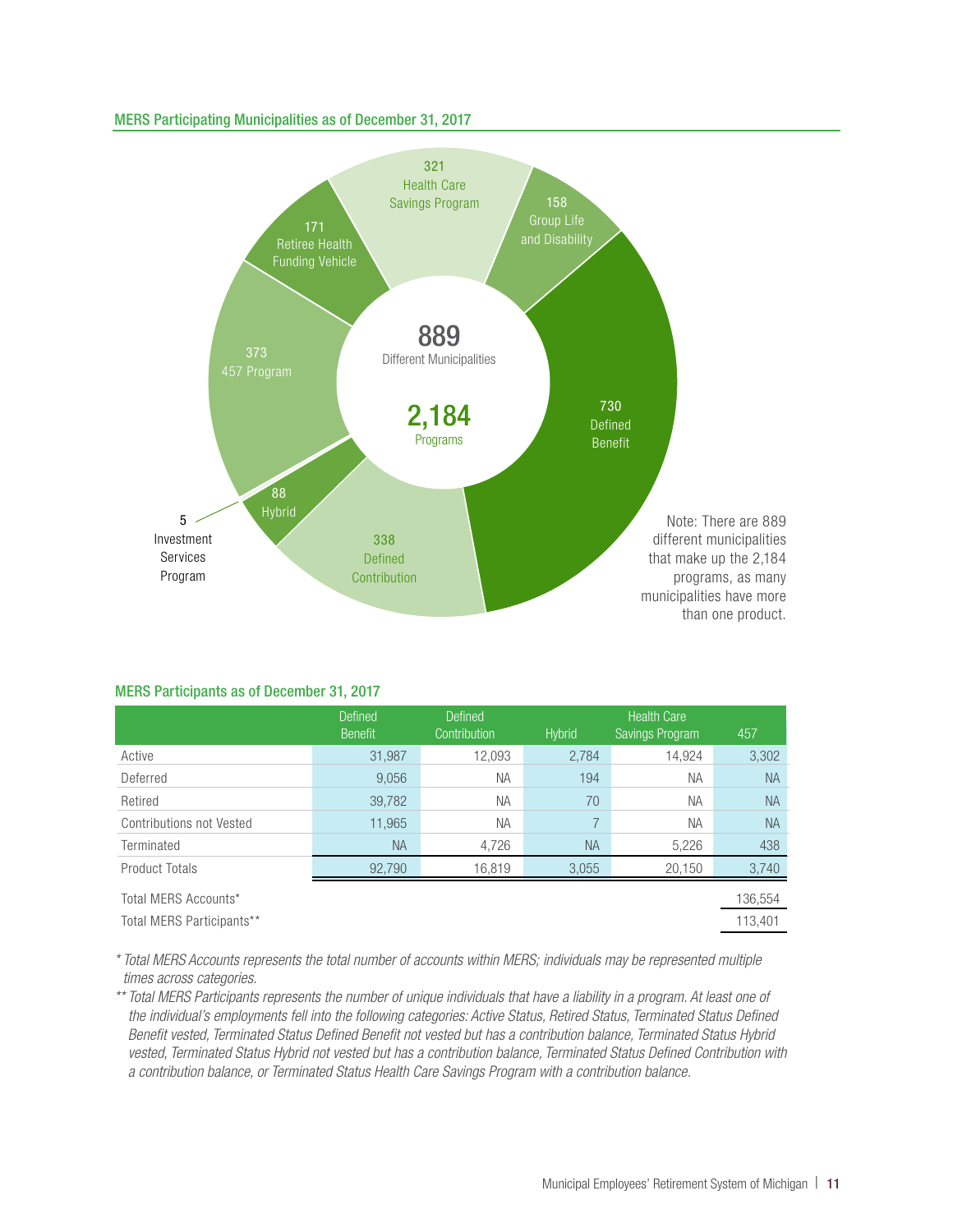## MERS Participating Municipalities as of December 31, 2017

889 Different Municipalities

2,184 Programs

- 730 Defined Benefit
- 338 Defined Contribution
- 88 Hybrid
- 5 Investment Services Program
- 373 457 Program
- 171 Retiree Health Funding Vehicle
- 321 Health Care Savings Program
- 158 Group Life and Disability

Note: There are 889 different municipalities that make up the 2,184 programs, as many municipalities have more than one product.

## MERS Participants as of December 31, 2017

| | Defined Benefit | Defined Contribution | Hybrid | Health Care Savings Program | 457 |
|---|---|---|---|---|---|
| Active | 31,987 | 12,093 | 2,784 | 14,924 | 3,302 |
| Deferred | 9,056 | NA | 194 | NA | NA |
| Retired | 39,782 | NA | 70 | NA | NA |
| Contributions not Vested | 11,965 | NA | 7 | NA | NA |
| Terminated | NA | 4,726 | NA | 5,226 | 438 |
| Product Totals | 92,790 | 16,819 | 3,055 | 20,150 | 3,740 |
| Total MERS Accounts* | | | | | 136,554 |
| Total MERS Participants** | | | | | 113,401 |

*\* Total MERS Accounts represents the total number of accounts within MERS; individuals may be represented multiple times across categories.*

*\*\* Total MERS Participants represents the number of unique individuals that have a liability in a program. At least one of the individual's employments fell into the following categories: Active Status, Retired Status, Terminated Status Defined Benefit vested, Terminated Status Defined Benefit not vested but has a contribution balance, Terminated Status Hybrid vested, Terminated Status Hybrid not vested but has a contribution balance, Terminated Status Defined Contribution with a contribution balance, or Terminated Status Health Care Savings Program with a contribution balance.*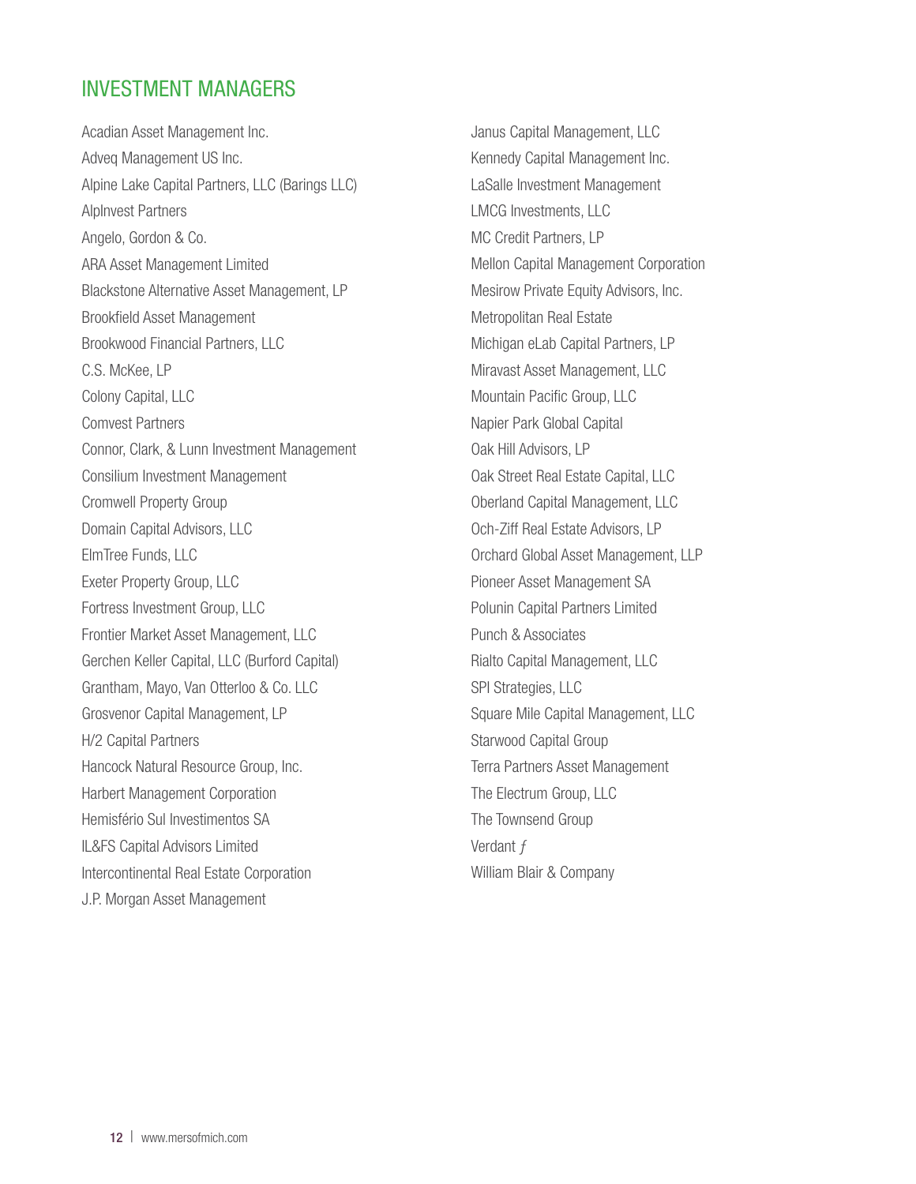## INVESTMENT MANAGERS

Acadian Asset Management Inc.
Adveq Management US Inc.
Alpine Lake Capital Partners, LLC (Barings LLC)
AlpInvest Partners
Angelo, Gordon & Co.
ARA Asset Management Limited
Blackstone Alternative Asset Management, LP
Brookfield Asset Management
Brookwood Financial Partners, LLC
C.S. McKee, LP
Colony Capital, LLC
Comvest Partners
Connor, Clark, & Lunn Investment Management
Consilium Investment Management
Cromwell Property Group
Domain Capital Advisors, LLC
ElmTree Funds, LLC
Exeter Property Group, LLC
Fortress Investment Group, LLC
Frontier Market Asset Management, LLC
Gerchen Keller Capital, LLC (Burford Capital)
Grantham, Mayo, Van Otterloo & Co. LLC
Grosvenor Capital Management, LP
H/2 Capital Partners
Hancock Natural Resource Group, Inc.
Harbert Management Corporation
Hemisfério Sul Investimentos SA
IL&FS Capital Advisors Limited
Intercontinental Real Estate Corporation
J.P. Morgan Asset Management
Janus Capital Management, LLC
Kennedy Capital Management Inc.
LaSalle Investment Management
LMCG Investments, LLC
MC Credit Partners, LP
Mellon Capital Management Corporation
Mesirow Private Equity Advisors, Inc.
Metropolitan Real Estate
Michigan eLab Capital Partners, LP
Miravast Asset Management, LLC
Mountain Pacific Group, LLC
Napier Park Global Capital
Oak Hill Advisors, LP
Oak Street Real Estate Capital, LLC
Oberland Capital Management, LLC
Och-Ziff Real Estate Advisors, LP
Orchard Global Asset Management, LLP
Pioneer Asset Management SA
Polunin Capital Partners Limited
Punch & Associates
Rialto Capital Management, LLC
SPI Strategies, LLC
Square Mile Capital Management, LLC
Starwood Capital Group
Terra Partners Asset Management
The Electrum Group, LLC
The Townsend Group
Verdant ƒ
William Blair & Company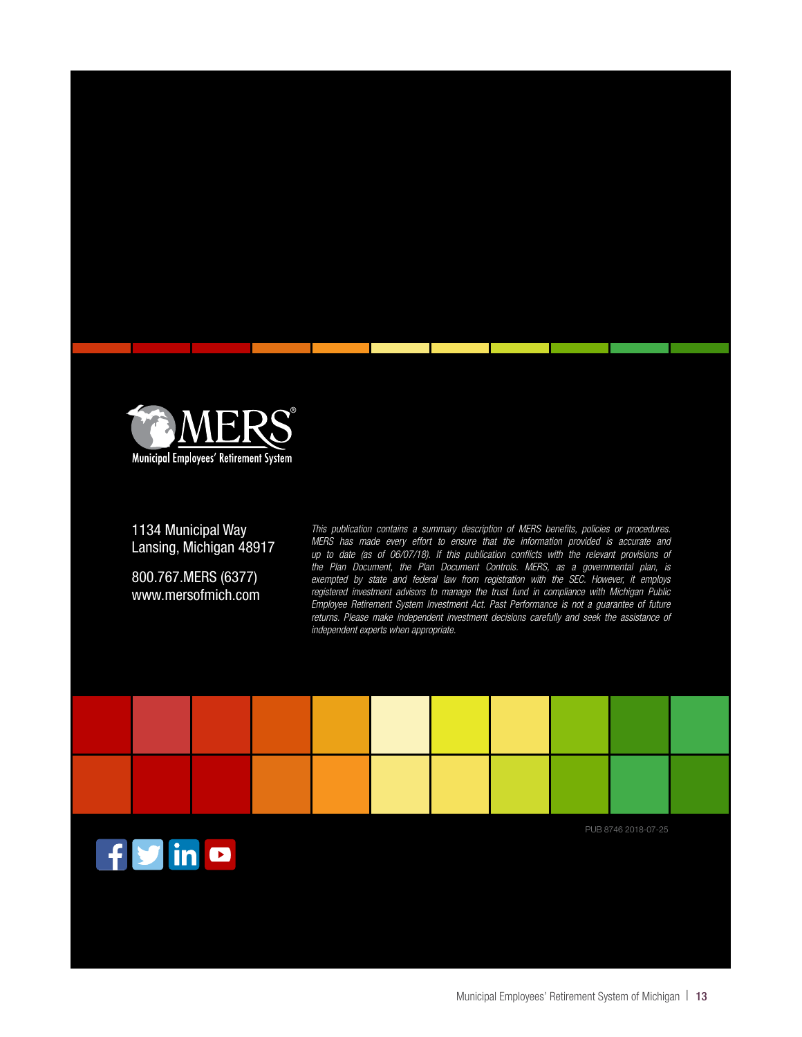MERS®

Municipal Employees' Retirement System

1134 Municipal Way
Lansing, Michigan 48917

800.767.MERS (6377)
www.mersofmich.com

*This publication contains a summary description of MERS benefits, policies or procedures. MERS has made every effort to ensure that the information provided is accurate and up to date (as of 06/07/18). If this publication conflicts with the relevant provisions of the Plan Document, the Plan Document Controls. MERS, as a governmental plan, is exempted by state and federal law from registration with the SEC. However, it employs registered investment advisors to manage the trust fund in compliance with Michigan Public Employee Retirement System Investment Act. Past Performance is not a guarantee of future returns. Please make independent investment decisions carefully and seek the assistance of independent experts when appropriate.*

PUB 8746 2018-07-25